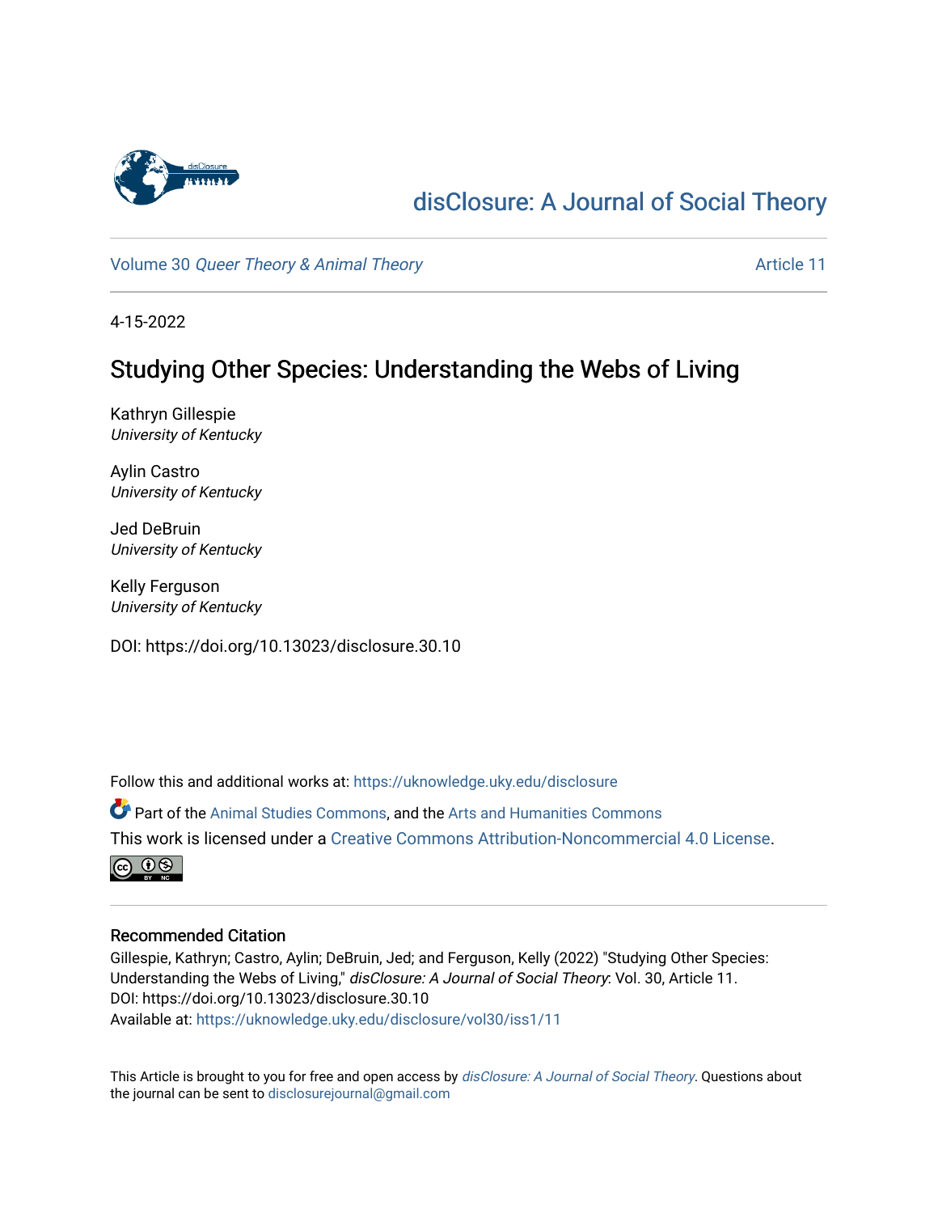# disClosure: A Journal of Social Theory

Volume 30 *Queer Theory & Animal Theory* Article 11

4-15-2022

## Studying Other Species: Understanding the Webs of Living

Kathryn Gillespie
*University of Kentucky*

Aylin Castro
*University of Kentucky*

Jed DeBruin
*University of Kentucky*

Kelly Ferguson
*University of Kentucky*

DOI: https://doi.org/10.13023/disclosure.30.10

Follow this and additional works at: https://uknowledge.uky.edu/disclosure

Part of the Animal Studies Commons, and the Arts and Humanities Commons

This work is licensed under a Creative Commons Attribution-Noncommercial 4.0 License.

### Recommended Citation

Gillespie, Kathryn; Castro, Aylin; DeBruin, Jed; and Ferguson, Kelly (2022) "Studying Other Species: Understanding the Webs of Living," *disClosure: A Journal of Social Theory*: Vol. 30, Article 11.
DOI: https://doi.org/10.13023/disclosure.30.10
Available at: https://uknowledge.uky.edu/disclosure/vol30/iss1/11

This Article is brought to you for free and open access by *disClosure: A Journal of Social Theory*. Questions about the journal can be sent to disclosurejournal@gmail.com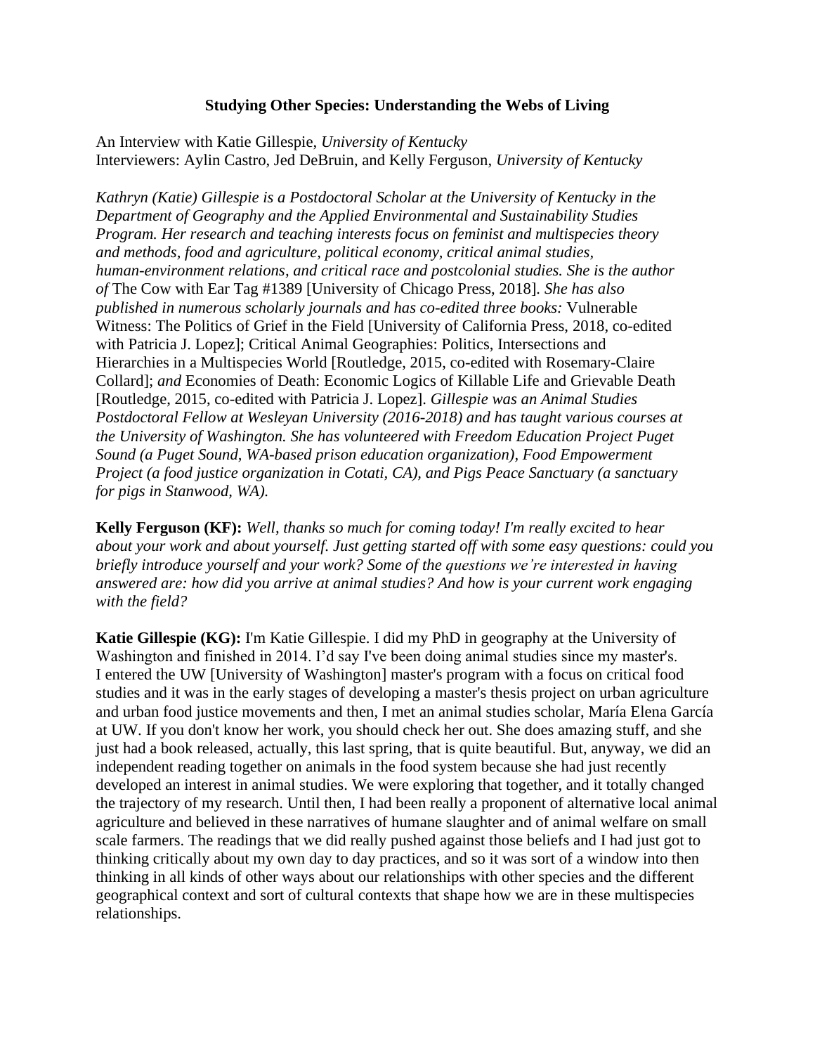### Studying Other Species: Understanding the Webs of Living

An Interview with Katie Gillespie, *University of Kentucky*
Interviewers: Aylin Castro, Jed DeBruin, and Kelly Ferguson, *University of Kentucky*

*Kathryn (Katie) Gillespie is a Postdoctoral Scholar at the University of Kentucky in the Department of Geography and the Applied Environmental and Sustainability Studies Program. Her research and teaching interests focus on feminist and multispecies theory and methods, food and agriculture, political economy, critical animal studies, human-environment relations, and critical race and postcolonial studies. She is the author of* The Cow with Ear Tag #1389 [University of Chicago Press, 2018]. *She has also published in numerous scholarly journals and has co-edited three books:* Vulnerable Witness: The Politics of Grief in the Field [University of California Press, 2018, co-edited with Patricia J. Lopez]; Critical Animal Geographies: Politics, Intersections and Hierarchies in a Multispecies World [Routledge, 2015, co-edited with Rosemary-Claire Collard]; *and* Economies of Death: Economic Logics of Killable Life and Grievable Death [Routledge, 2015, co-edited with Patricia J. Lopez]. *Gillespie was an Animal Studies Postdoctoral Fellow at Wesleyan University (2016-2018) and has taught various courses at the University of Washington. She has volunteered with Freedom Education Project Puget Sound (a Puget Sound, WA-based prison education organization), Food Empowerment Project (a food justice organization in Cotati, CA), and Pigs Peace Sanctuary (a sanctuary for pigs in Stanwood, WA).*

**Kelly Ferguson (KF):** *Well, thanks so much for coming today! I'm really excited to hear about your work and about yourself. Just getting started off with some easy questions: could you briefly introduce yourself and your work? Some of the questions we're interested in having answered are: how did you arrive at animal studies? And how is your current work engaging with the field?*

**Katie Gillespie (KG):** I'm Katie Gillespie. I did my PhD in geography at the University of Washington and finished in 2014. I'd say I've been doing animal studies since my master's. I entered the UW [University of Washington] master's program with a focus on critical food studies and it was in the early stages of developing a master's thesis project on urban agriculture and urban food justice movements and then, I met an animal studies scholar, María Elena García at UW. If you don't know her work, you should check her out. She does amazing stuff, and she just had a book released, actually, this last spring, that is quite beautiful. But, anyway, we did an independent reading together on animals in the food system because she had just recently developed an interest in animal studies. We were exploring that together, and it totally changed the trajectory of my research. Until then, I had been really a proponent of alternative local animal agriculture and believed in these narratives of humane slaughter and of animal welfare on small scale farmers. The readings that we did really pushed against those beliefs and I had just got to thinking critically about my own day to day practices, and so it was sort of a window into then thinking in all kinds of other ways about our relationships with other species and the different geographical context and sort of cultural contexts that shape how we are in these multispecies relationships.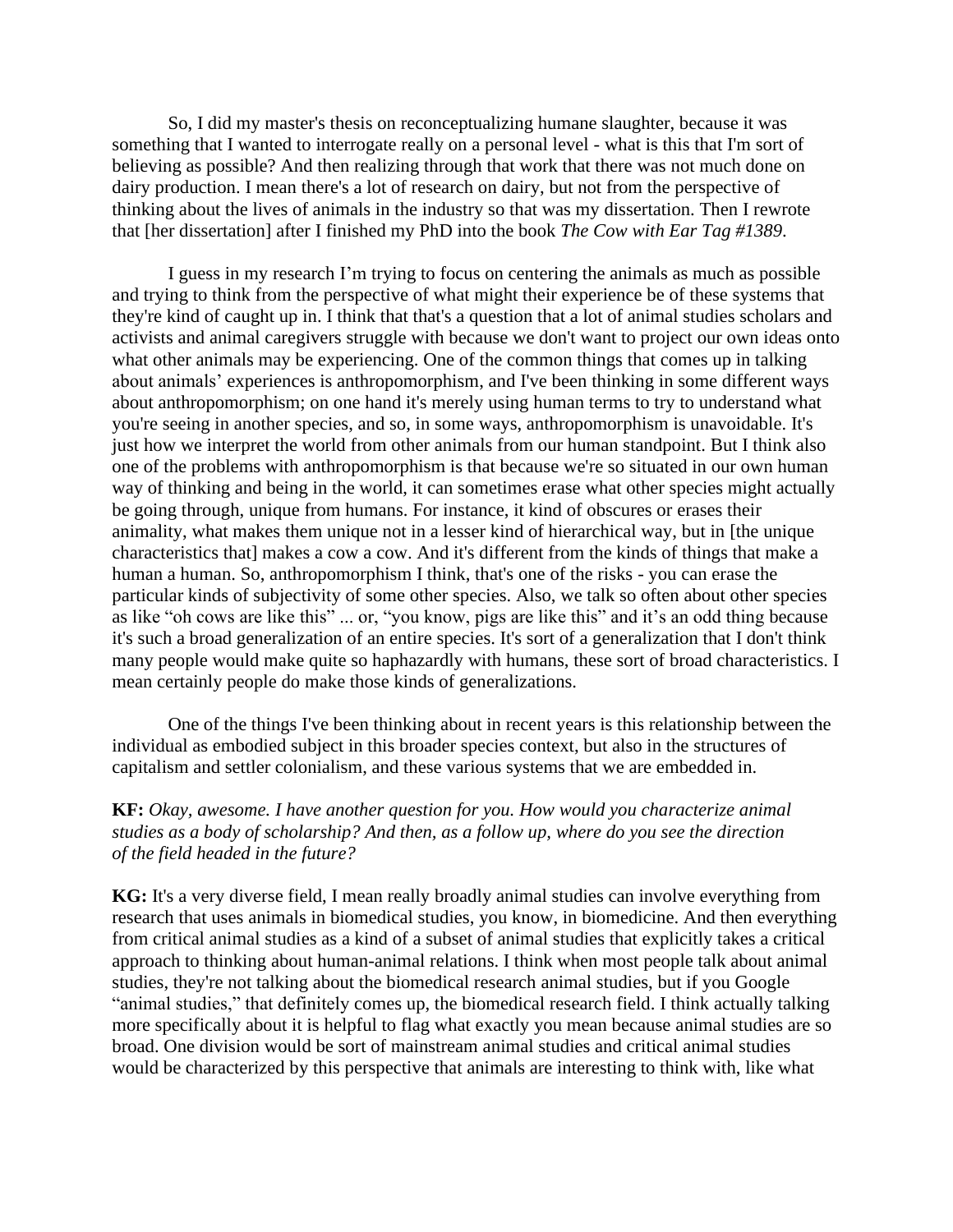So, I did my master's thesis on reconceptualizing humane slaughter, because it was something that I wanted to interrogate really on a personal level - what is this that I'm sort of believing as possible? And then realizing through that work that there was not much done on dairy production. I mean there's a lot of research on dairy, but not from the perspective of thinking about the lives of animals in the industry so that was my dissertation. Then I rewrote that [her dissertation] after I finished my PhD into the book *The Cow with Ear Tag #1389*.

I guess in my research I'm trying to focus on centering the animals as much as possible and trying to think from the perspective of what might their experience be of these systems that they're kind of caught up in. I think that that's a question that a lot of animal studies scholars and activists and animal caregivers struggle with because we don't want to project our own ideas onto what other animals may be experiencing. One of the common things that comes up in talking about animals' experiences is anthropomorphism, and I've been thinking in some different ways about anthropomorphism; on one hand it's merely using human terms to try to understand what you're seeing in another species, and so, in some ways, anthropomorphism is unavoidable. It's just how we interpret the world from other animals from our human standpoint. But I think also one of the problems with anthropomorphism is that because we're so situated in our own human way of thinking and being in the world, it can sometimes erase what other species might actually be going through, unique from humans. For instance, it kind of obscures or erases their animality, what makes them unique not in a lesser kind of hierarchical way, but in [the unique characteristics that] makes a cow a cow. And it's different from the kinds of things that make a human a human. So, anthropomorphism I think, that's one of the risks - you can erase the particular kinds of subjectivity of some other species. Also, we talk so often about other species as like "oh cows are like this" ... or, "you know, pigs are like this" and it's an odd thing because it's such a broad generalization of an entire species. It's sort of a generalization that I don't think many people would make quite so haphazardly with humans, these sort of broad characteristics. I mean certainly people do make those kinds of generalizations.

One of the things I've been thinking about in recent years is this relationship between the individual as embodied subject in this broader species context, but also in the structures of capitalism and settler colonialism, and these various systems that we are embedded in.

**KF:** *Okay, awesome. I have another question for you. How would you characterize animal studies as a body of scholarship? And then, as a follow up, where do you see the direction of the field headed in the future?*

**KG:** It's a very diverse field, I mean really broadly animal studies can involve everything from research that uses animals in biomedical studies, you know, in biomedicine. And then everything from critical animal studies as a kind of a subset of animal studies that explicitly takes a critical approach to thinking about human-animal relations. I think when most people talk about animal studies, they're not talking about the biomedical research animal studies, but if you Google "animal studies," that definitely comes up, the biomedical research field. I think actually talking more specifically about it is helpful to flag what exactly you mean because animal studies are so broad. One division would be sort of mainstream animal studies and critical animal studies would be characterized by this perspective that animals are interesting to think with, like what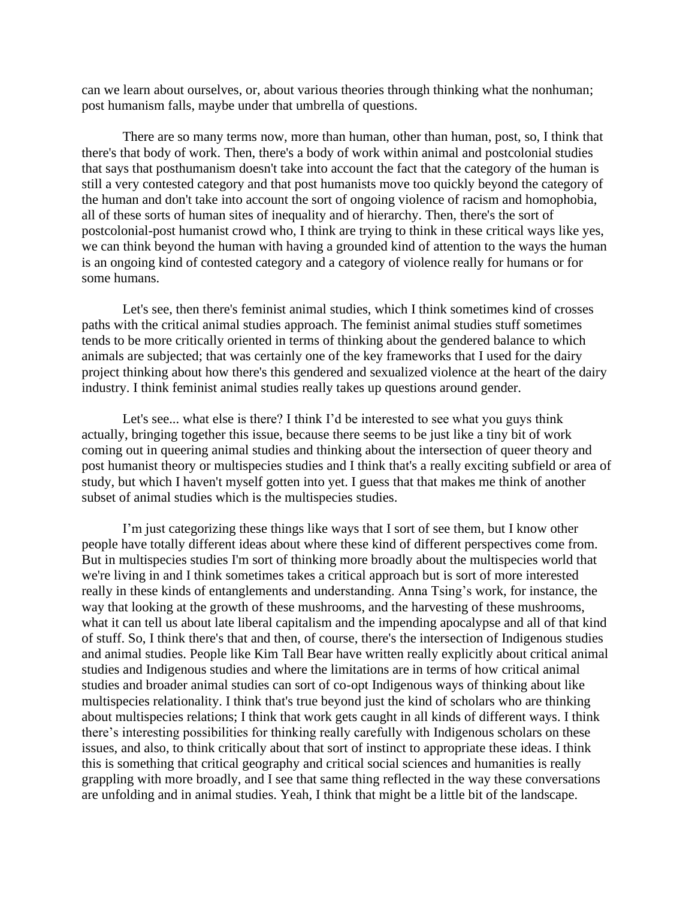can we learn about ourselves, or, about various theories through thinking what the nonhuman; post humanism falls, maybe under that umbrella of questions.

There are so many terms now, more than human, other than human, post, so, I think that there's that body of work. Then, there's a body of work within animal and postcolonial studies that says that posthumanism doesn't take into account the fact that the category of the human is still a very contested category and that post humanists move too quickly beyond the category of the human and don't take into account the sort of ongoing violence of racism and homophobia, all of these sorts of human sites of inequality and of hierarchy. Then, there's the sort of postcolonial-post humanist crowd who, I think are trying to think in these critical ways like yes, we can think beyond the human with having a grounded kind of attention to the ways the human is an ongoing kind of contested category and a category of violence really for humans or for some humans.

Let's see, then there's feminist animal studies, which I think sometimes kind of crosses paths with the critical animal studies approach. The feminist animal studies stuff sometimes tends to be more critically oriented in terms of thinking about the gendered balance to which animals are subjected; that was certainly one of the key frameworks that I used for the dairy project thinking about how there's this gendered and sexualized violence at the heart of the dairy industry. I think feminist animal studies really takes up questions around gender.

Let's see... what else is there? I think I'd be interested to see what you guys think actually, bringing together this issue, because there seems to be just like a tiny bit of work coming out in queering animal studies and thinking about the intersection of queer theory and post humanist theory or multispecies studies and I think that's a really exciting subfield or area of study, but which I haven't myself gotten into yet. I guess that that makes me think of another subset of animal studies which is the multispecies studies.

I'm just categorizing these things like ways that I sort of see them, but I know other people have totally different ideas about where these kind of different perspectives come from. But in multispecies studies I'm sort of thinking more broadly about the multispecies world that we're living in and I think sometimes takes a critical approach but is sort of more interested really in these kinds of entanglements and understanding. Anna Tsing's work, for instance, the way that looking at the growth of these mushrooms, and the harvesting of these mushrooms, what it can tell us about late liberal capitalism and the impending apocalypse and all of that kind of stuff. So, I think there's that and then, of course, there's the intersection of Indigenous studies and animal studies. People like Kim Tall Bear have written really explicitly about critical animal studies and Indigenous studies and where the limitations are in terms of how critical animal studies and broader animal studies can sort of co-opt Indigenous ways of thinking about like multispecies relationality. I think that's true beyond just the kind of scholars who are thinking about multispecies relations; I think that work gets caught in all kinds of different ways. I think there's interesting possibilities for thinking really carefully with Indigenous scholars on these issues, and also, to think critically about that sort of instinct to appropriate these ideas. I think this is something that critical geography and critical social sciences and humanities is really grappling with more broadly, and I see that same thing reflected in the way these conversations are unfolding and in animal studies. Yeah, I think that might be a little bit of the landscape.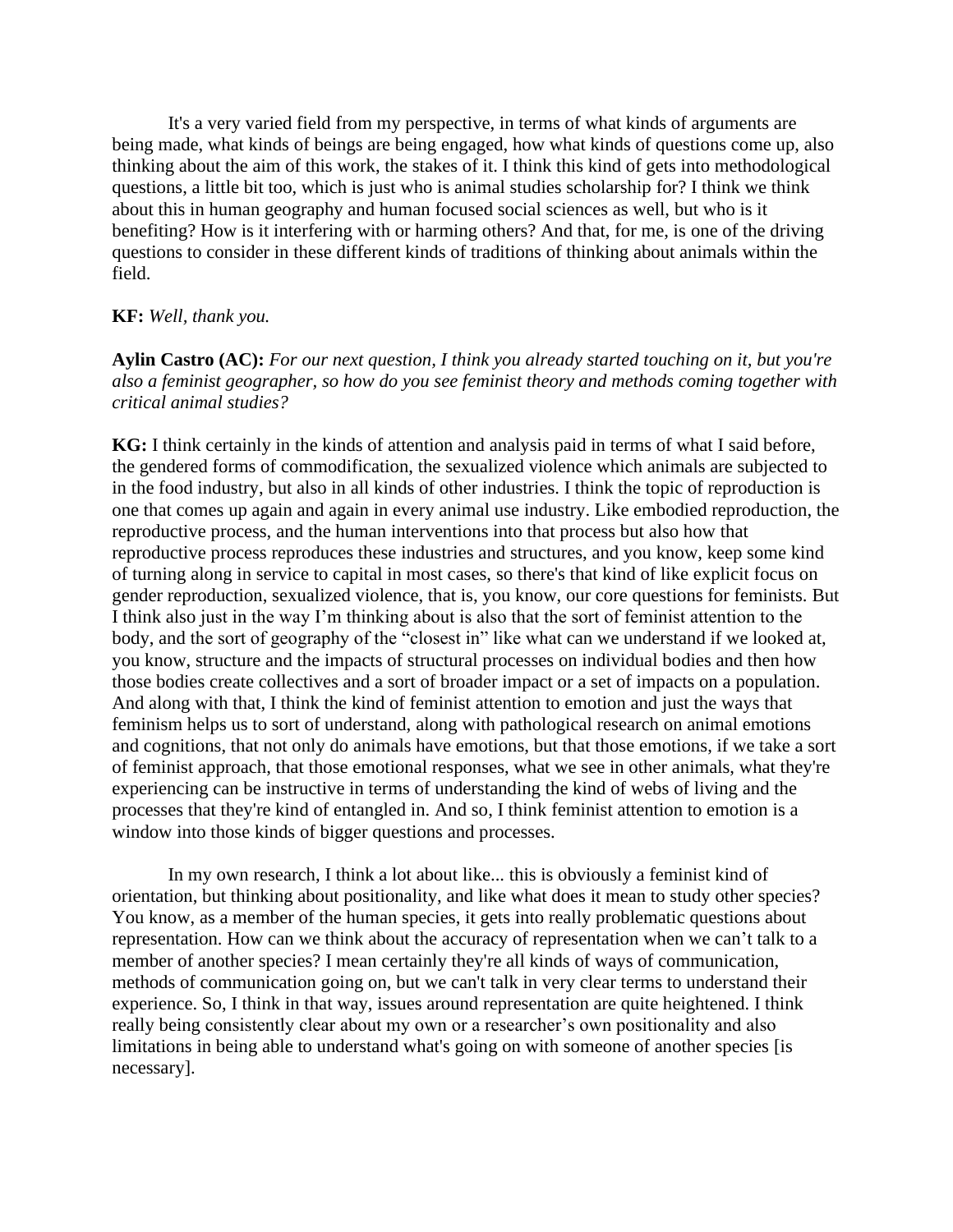It's a very varied field from my perspective, in terms of what kinds of arguments are being made, what kinds of beings are being engaged, how what kinds of questions come up, also thinking about the aim of this work, the stakes of it. I think this kind of gets into methodological questions, a little bit too, which is just who is animal studies scholarship for? I think we think about this in human geography and human focused social sciences as well, but who is it benefiting? How is it interfering with or harming others? And that, for me, is one of the driving questions to consider in these different kinds of traditions of thinking about animals within the field.

**KF:** *Well, thank you.*

**Aylin Castro (AC):** *For our next question, I think you already started touching on it, but you're also a feminist geographer, so how do you see feminist theory and methods coming together with critical animal studies?*

**KG:** I think certainly in the kinds of attention and analysis paid in terms of what I said before, the gendered forms of commodification, the sexualized violence which animals are subjected to in the food industry, but also in all kinds of other industries. I think the topic of reproduction is one that comes up again and again in every animal use industry. Like embodied reproduction, the reproductive process, and the human interventions into that process but also how that reproductive process reproduces these industries and structures, and you know, keep some kind of turning along in service to capital in most cases, so there's that kind of like explicit focus on gender reproduction, sexualized violence, that is, you know, our core questions for feminists. But I think also just in the way I'm thinking about is also that the sort of feminist attention to the body, and the sort of geography of the "closest in" like what can we understand if we looked at, you know, structure and the impacts of structural processes on individual bodies and then how those bodies create collectives and a sort of broader impact or a set of impacts on a population. And along with that, I think the kind of feminist attention to emotion and just the ways that feminism helps us to sort of understand, along with pathological research on animal emotions and cognitions, that not only do animals have emotions, but that those emotions, if we take a sort of feminist approach, that those emotional responses, what we see in other animals, what they're experiencing can be instructive in terms of understanding the kind of webs of living and the processes that they're kind of entangled in. And so, I think feminist attention to emotion is a window into those kinds of bigger questions and processes.

In my own research, I think a lot about like... this is obviously a feminist kind of orientation, but thinking about positionality, and like what does it mean to study other species? You know, as a member of the human species, it gets into really problematic questions about representation. How can we think about the accuracy of representation when we can't talk to a member of another species? I mean certainly they're all kinds of ways of communication, methods of communication going on, but we can't talk in very clear terms to understand their experience. So, I think in that way, issues around representation are quite heightened. I think really being consistently clear about my own or a researcher's own positionality and also limitations in being able to understand what's going on with someone of another species [is necessary].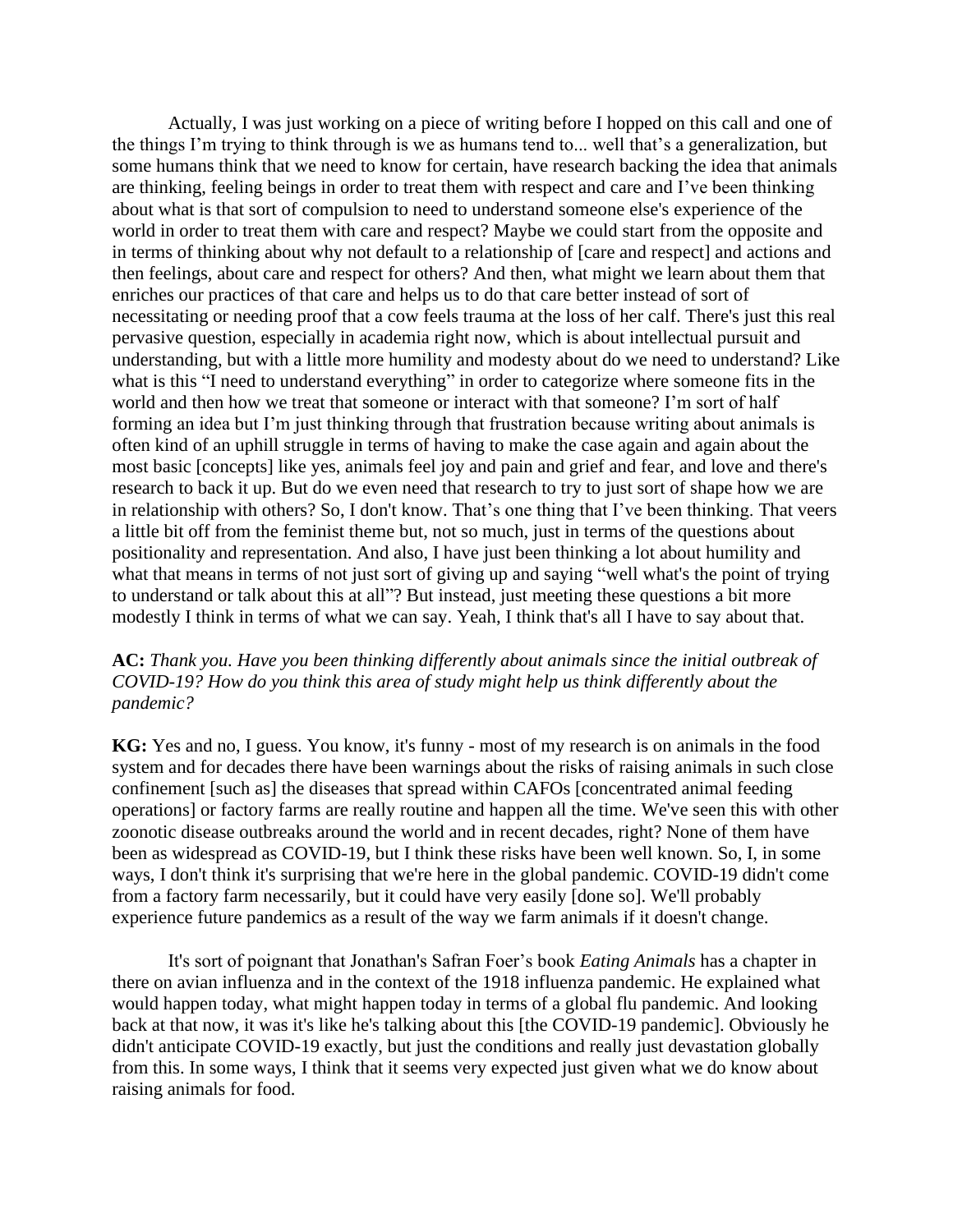Actually, I was just working on a piece of writing before I hopped on this call and one of the things I'm trying to think through is we as humans tend to... well that's a generalization, but some humans think that we need to know for certain, have research backing the idea that animals are thinking, feeling beings in order to treat them with respect and care and I've been thinking about what is that sort of compulsion to need to understand someone else's experience of the world in order to treat them with care and respect? Maybe we could start from the opposite and in terms of thinking about why not default to a relationship of [care and respect] and actions and then feelings, about care and respect for others? And then, what might we learn about them that enriches our practices of that care and helps us to do that care better instead of sort of necessitating or needing proof that a cow feels trauma at the loss of her calf. There's just this real pervasive question, especially in academia right now, which is about intellectual pursuit and understanding, but with a little more humility and modesty about do we need to understand? Like what is this "I need to understand everything" in order to categorize where someone fits in the world and then how we treat that someone or interact with that someone? I'm sort of half forming an idea but I'm just thinking through that frustration because writing about animals is often kind of an uphill struggle in terms of having to make the case again and again about the most basic [concepts] like yes, animals feel joy and pain and grief and fear, and love and there's research to back it up. But do we even need that research to try to just sort of shape how we are in relationship with others? So, I don't know. That's one thing that I've been thinking. That veers a little bit off from the feminist theme but, not so much, just in terms of the questions about positionality and representation. And also, I have just been thinking a lot about humility and what that means in terms of not just sort of giving up and saying "well what's the point of trying to understand or talk about this at all"? But instead, just meeting these questions a bit more modestly I think in terms of what we can say. Yeah, I think that's all I have to say about that.

**AC:** *Thank you. Have you been thinking differently about animals since the initial outbreak of COVID-19? How do you think this area of study might help us think differently about the pandemic?*

**KG:** Yes and no, I guess. You know, it's funny - most of my research is on animals in the food system and for decades there have been warnings about the risks of raising animals in such close confinement [such as] the diseases that spread within CAFOs [concentrated animal feeding operations] or factory farms are really routine and happen all the time. We've seen this with other zoonotic disease outbreaks around the world and in recent decades, right? None of them have been as widespread as COVID-19, but I think these risks have been well known. So, I, in some ways, I don't think it's surprising that we're here in the global pandemic. COVID-19 didn't come from a factory farm necessarily, but it could have very easily [done so]. We'll probably experience future pandemics as a result of the way we farm animals if it doesn't change.

It's sort of poignant that Jonathan's Safran Foer's book *Eating Animals* has a chapter in there on avian influenza and in the context of the 1918 influenza pandemic. He explained what would happen today, what might happen today in terms of a global flu pandemic. And looking back at that now, it was it's like he's talking about this [the COVID-19 pandemic]. Obviously he didn't anticipate COVID-19 exactly, but just the conditions and really just devastation globally from this. In some ways, I think that it seems very expected just given what we do know about raising animals for food.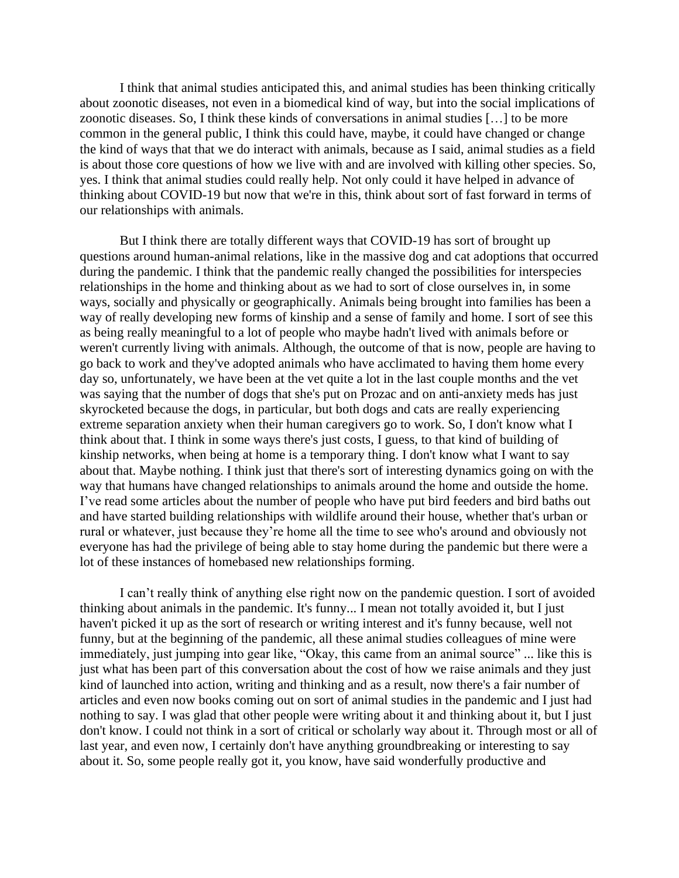I think that animal studies anticipated this, and animal studies has been thinking critically about zoonotic diseases, not even in a biomedical kind of way, but into the social implications of zoonotic diseases. So, I think these kinds of conversations in animal studies […] to be more common in the general public, I think this could have, maybe, it could have changed or change the kind of ways that that we do interact with animals, because as I said, animal studies as a field is about those core questions of how we live with and are involved with killing other species. So, yes. I think that animal studies could really help. Not only could it have helped in advance of thinking about COVID-19 but now that we're in this, think about sort of fast forward in terms of our relationships with animals.

But I think there are totally different ways that COVID-19 has sort of brought up questions around human-animal relations, like in the massive dog and cat adoptions that occurred during the pandemic. I think that the pandemic really changed the possibilities for interspecies relationships in the home and thinking about as we had to sort of close ourselves in, in some ways, socially and physically or geographically. Animals being brought into families has been a way of really developing new forms of kinship and a sense of family and home. I sort of see this as being really meaningful to a lot of people who maybe hadn't lived with animals before or weren't currently living with animals. Although, the outcome of that is now, people are having to go back to work and they've adopted animals who have acclimated to having them home every day so, unfortunately, we have been at the vet quite a lot in the last couple months and the vet was saying that the number of dogs that she's put on Prozac and on anti-anxiety meds has just skyrocketed because the dogs, in particular, but both dogs and cats are really experiencing extreme separation anxiety when their human caregivers go to work. So, I don't know what I think about that. I think in some ways there's just costs, I guess, to that kind of building of kinship networks, when being at home is a temporary thing. I don't know what I want to say about that. Maybe nothing. I think just that there's sort of interesting dynamics going on with the way that humans have changed relationships to animals around the home and outside the home. I've read some articles about the number of people who have put bird feeders and bird baths out and have started building relationships with wildlife around their house, whether that's urban or rural or whatever, just because they're home all the time to see who's around and obviously not everyone has had the privilege of being able to stay home during the pandemic but there were a lot of these instances of homebased new relationships forming.

I can't really think of anything else right now on the pandemic question. I sort of avoided thinking about animals in the pandemic. It's funny... I mean not totally avoided it, but I just haven't picked it up as the sort of research or writing interest and it's funny because, well not funny, but at the beginning of the pandemic, all these animal studies colleagues of mine were immediately, just jumping into gear like, "Okay, this came from an animal source" ... like this is just what has been part of this conversation about the cost of how we raise animals and they just kind of launched into action, writing and thinking and as a result, now there's a fair number of articles and even now books coming out on sort of animal studies in the pandemic and I just had nothing to say. I was glad that other people were writing about it and thinking about it, but I just don't know. I could not think in a sort of critical or scholarly way about it. Through most or all of last year, and even now, I certainly don't have anything groundbreaking or interesting to say about it. So, some people really got it, you know, have said wonderfully productive and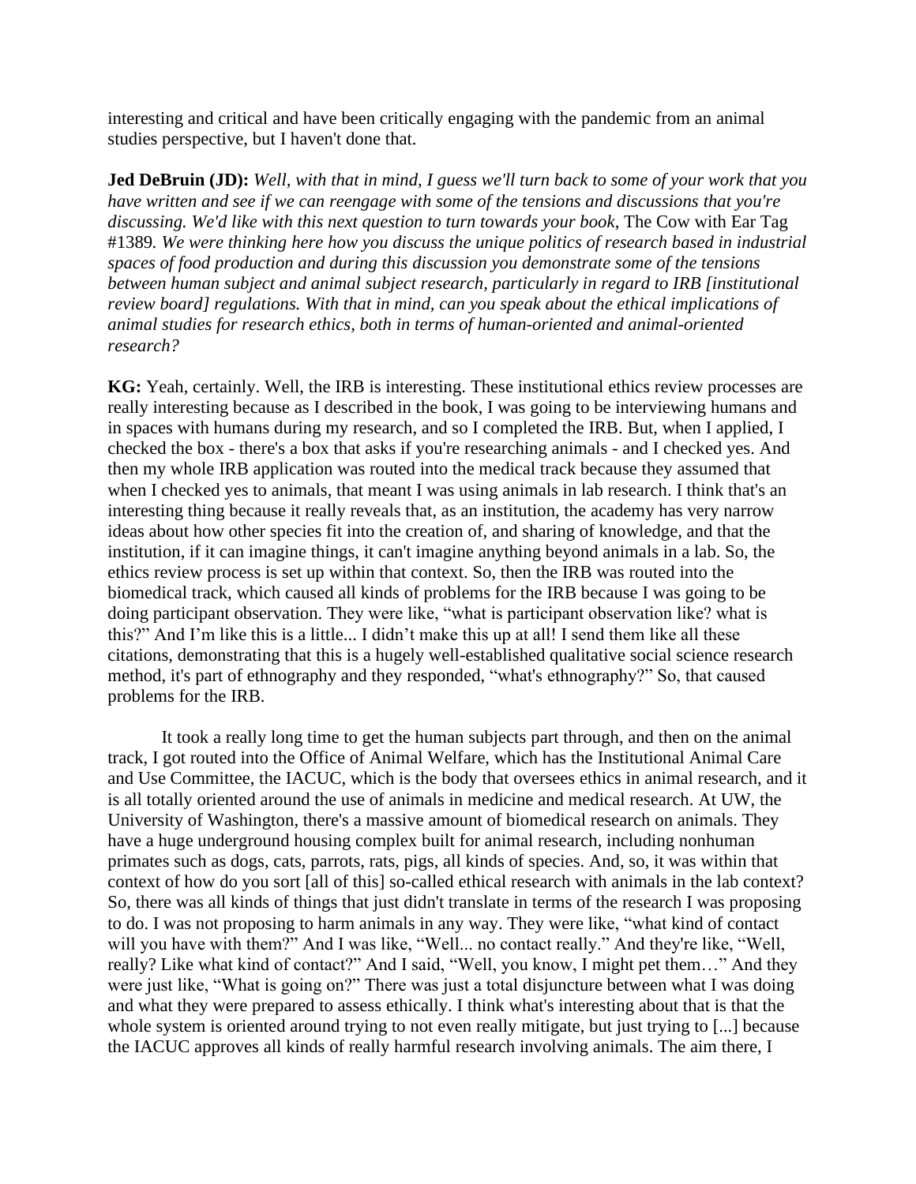interesting and critical and have been critically engaging with the pandemic from an animal studies perspective, but I haven't done that.

**Jed DeBruin (JD):** *Well, with that in mind, I guess we'll turn back to some of your work that you have written and see if we can reengage with some of the tensions and discussions that you're discussing. We'd like with this next question to turn towards your book*, The Cow with Ear Tag #1389*. We were thinking here how you discuss the unique politics of research based in industrial spaces of food production and during this discussion you demonstrate some of the tensions between human subject and animal subject research, particularly in regard to IRB [institutional review board] regulations. With that in mind, can you speak about the ethical implications of animal studies for research ethics, both in terms of human-oriented and animal-oriented research?*

**KG:** Yeah, certainly. Well, the IRB is interesting. These institutional ethics review processes are really interesting because as I described in the book, I was going to be interviewing humans and in spaces with humans during my research, and so I completed the IRB. But, when I applied, I checked the box - there's a box that asks if you're researching animals - and I checked yes. And then my whole IRB application was routed into the medical track because they assumed that when I checked yes to animals, that meant I was using animals in lab research. I think that's an interesting thing because it really reveals that, as an institution, the academy has very narrow ideas about how other species fit into the creation of, and sharing of knowledge, and that the institution, if it can imagine things, it can't imagine anything beyond animals in a lab. So, the ethics review process is set up within that context. So, then the IRB was routed into the biomedical track, which caused all kinds of problems for the IRB because I was going to be doing participant observation. They were like, "what is participant observation like? what is this?" And I'm like this is a little... I didn't make this up at all! I send them like all these citations, demonstrating that this is a hugely well-established qualitative social science research method, it's part of ethnography and they responded, "what's ethnography?" So, that caused problems for the IRB.

It took a really long time to get the human subjects part through, and then on the animal track, I got routed into the Office of Animal Welfare, which has the Institutional Animal Care and Use Committee, the IACUC, which is the body that oversees ethics in animal research, and it is all totally oriented around the use of animals in medicine and medical research. At UW, the University of Washington, there's a massive amount of biomedical research on animals. They have a huge underground housing complex built for animal research, including nonhuman primates such as dogs, cats, parrots, rats, pigs, all kinds of species. And, so, it was within that context of how do you sort [all of this] so-called ethical research with animals in the lab context? So, there was all kinds of things that just didn't translate in terms of the research I was proposing to do. I was not proposing to harm animals in any way. They were like, "what kind of contact will you have with them?" And I was like, "Well... no contact really." And they're like, "Well, really? Like what kind of contact?" And I said, "Well, you know, I might pet them…" And they were just like, "What is going on?" There was just a total disjuncture between what I was doing and what they were prepared to assess ethically. I think what's interesting about that is that the whole system is oriented around trying to not even really mitigate, but just trying to [...] because the IACUC approves all kinds of really harmful research involving animals. The aim there, I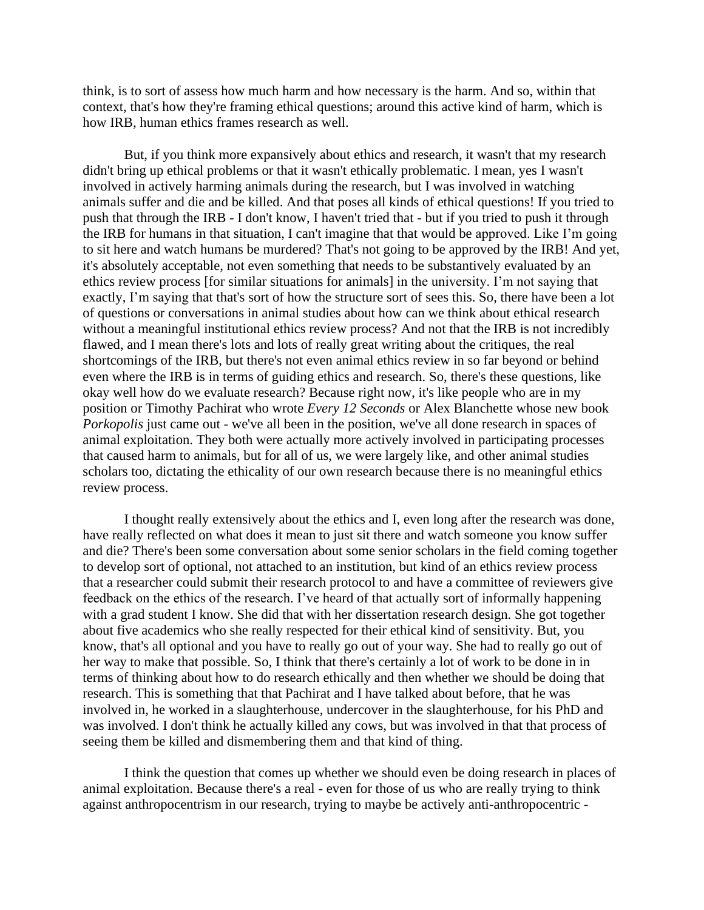think, is to sort of assess how much harm and how necessary is the harm. And so, within that context, that's how they're framing ethical questions; around this active kind of harm, which is how IRB, human ethics frames research as well.

But, if you think more expansively about ethics and research, it wasn't that my research didn't bring up ethical problems or that it wasn't ethically problematic. I mean, yes I wasn't involved in actively harming animals during the research, but I was involved in watching animals suffer and die and be killed. And that poses all kinds of ethical questions! If you tried to push that through the IRB - I don't know, I haven't tried that - but if you tried to push it through the IRB for humans in that situation, I can't imagine that that would be approved. Like I'm going to sit here and watch humans be murdered? That's not going to be approved by the IRB! And yet, it's absolutely acceptable, not even something that needs to be substantively evaluated by an ethics review process [for similar situations for animals] in the university. I'm not saying that exactly, I'm saying that that's sort of how the structure sort of sees this. So, there have been a lot of questions or conversations in animal studies about how can we think about ethical research without a meaningful institutional ethics review process? And not that the IRB is not incredibly flawed, and I mean there's lots and lots of really great writing about the critiques, the real shortcomings of the IRB, but there's not even animal ethics review in so far beyond or behind even where the IRB is in terms of guiding ethics and research. So, there's these questions, like okay well how do we evaluate research? Because right now, it's like people who are in my position or Timothy Pachirat who wrote *Every 12 Seconds* or Alex Blanchette whose new book *Porkopolis* just came out - we've all been in the position, we've all done research in spaces of animal exploitation. They both were actually more actively involved in participating processes that caused harm to animals, but for all of us, we were largely like, and other animal studies scholars too, dictating the ethicality of our own research because there is no meaningful ethics review process.

I thought really extensively about the ethics and I, even long after the research was done, have really reflected on what does it mean to just sit there and watch someone you know suffer and die? There's been some conversation about some senior scholars in the field coming together to develop sort of optional, not attached to an institution, but kind of an ethics review process that a researcher could submit their research protocol to and have a committee of reviewers give feedback on the ethics of the research. I've heard of that actually sort of informally happening with a grad student I know. She did that with her dissertation research design. She got together about five academics who she really respected for their ethical kind of sensitivity. But, you know, that's all optional and you have to really go out of your way. She had to really go out of her way to make that possible. So, I think that there's certainly a lot of work to be done in in terms of thinking about how to do research ethically and then whether we should be doing that research. This is something that that Pachirat and I have talked about before, that he was involved in, he worked in a slaughterhouse, undercover in the slaughterhouse, for his PhD and was involved. I don't think he actually killed any cows, but was involved in that that process of seeing them be killed and dismembering them and that kind of thing.

I think the question that comes up whether we should even be doing research in places of animal exploitation. Because there's a real - even for those of us who are really trying to think against anthropocentrism in our research, trying to maybe be actively anti-anthropocentric -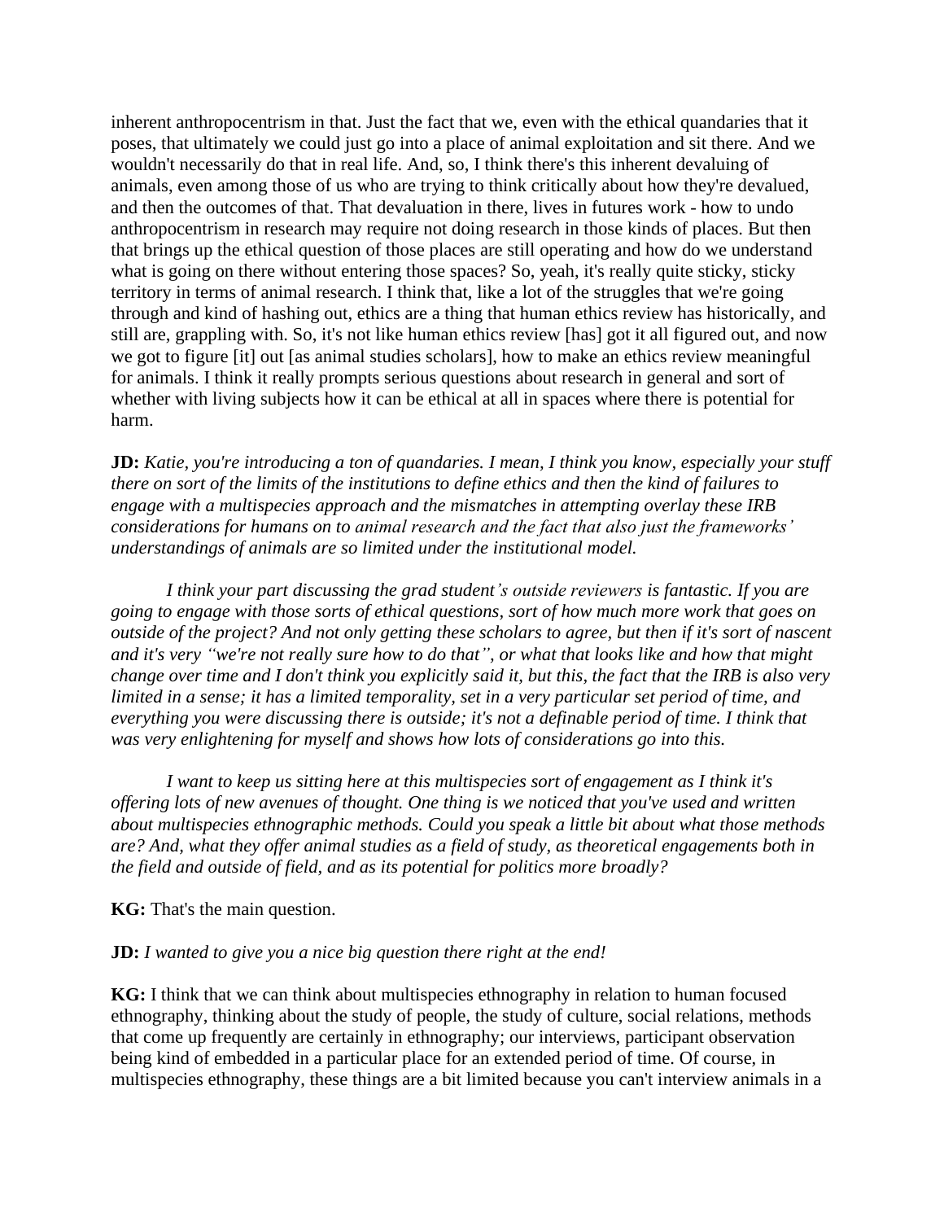inherent anthropocentrism in that. Just the fact that we, even with the ethical quandaries that it poses, that ultimately we could just go into a place of animal exploitation and sit there. And we wouldn't necessarily do that in real life. And, so, I think there's this inherent devaluing of animals, even among those of us who are trying to think critically about how they're devalued, and then the outcomes of that. That devaluation in there, lives in futures work - how to undo anthropocentrism in research may require not doing research in those kinds of places. But then that brings up the ethical question of those places are still operating and how do we understand what is going on there without entering those spaces? So, yeah, it's really quite sticky, sticky territory in terms of animal research. I think that, like a lot of the struggles that we're going through and kind of hashing out, ethics are a thing that human ethics review has historically, and still are, grappling with. So, it's not like human ethics review [has] got it all figured out, and now we got to figure [it] out [as animal studies scholars], how to make an ethics review meaningful for animals. I think it really prompts serious questions about research in general and sort of whether with living subjects how it can be ethical at all in spaces where there is potential for harm.

**JD:** *Katie, you're introducing a ton of quandaries. I mean, I think you know, especially your stuff there on sort of the limits of the institutions to define ethics and then the kind of failures to engage with a multispecies approach and the mismatches in attempting overlay these IRB considerations for humans on to animal research and the fact that also just the frameworks' understandings of animals are so limited under the institutional model.*

*I think your part discussing the grad student's outside reviewers is fantastic. If you are going to engage with those sorts of ethical questions, sort of how much more work that goes on outside of the project? And not only getting these scholars to agree, but then if it's sort of nascent and it's very "we're not really sure how to do that", or what that looks like and how that might change over time and I don't think you explicitly said it, but this, the fact that the IRB is also very limited in a sense; it has a limited temporality, set in a very particular set period of time, and everything you were discussing there is outside; it's not a definable period of time. I think that was very enlightening for myself and shows how lots of considerations go into this.*

*I want to keep us sitting here at this multispecies sort of engagement as I think it's offering lots of new avenues of thought. One thing is we noticed that you've used and written about multispecies ethnographic methods. Could you speak a little bit about what those methods are? And, what they offer animal studies as a field of study, as theoretical engagements both in the field and outside of field, and as its potential for politics more broadly?*

**KG:** That's the main question.

**JD:** *I wanted to give you a nice big question there right at the end!*

**KG:** I think that we can think about multispecies ethnography in relation to human focused ethnography, thinking about the study of people, the study of culture, social relations, methods that come up frequently are certainly in ethnography; our interviews, participant observation being kind of embedded in a particular place for an extended period of time. Of course, in multispecies ethnography, these things are a bit limited because you can't interview animals in a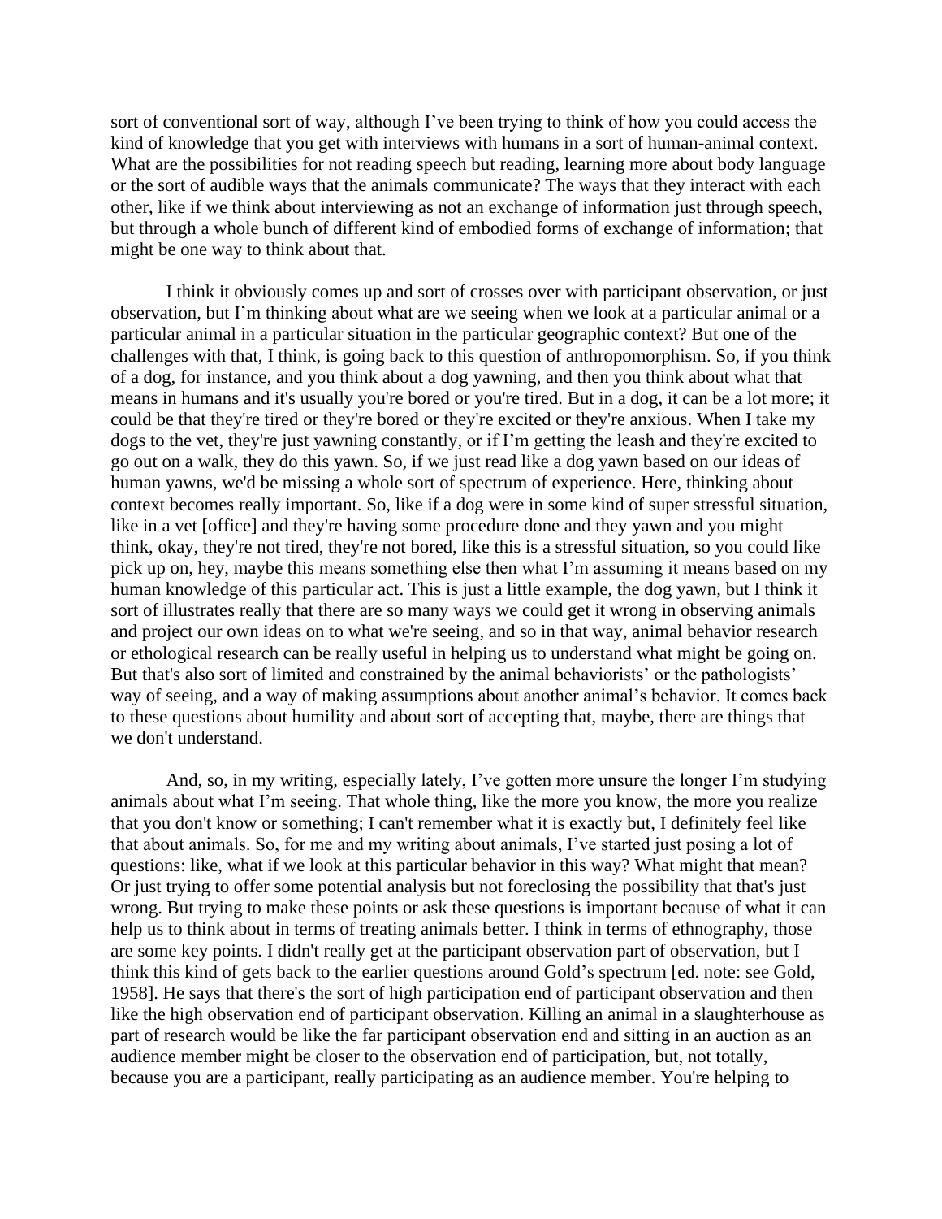sort of conventional sort of way, although I've been trying to think of how you could access the kind of knowledge that you get with interviews with humans in a sort of human-animal context. What are the possibilities for not reading speech but reading, learning more about body language or the sort of audible ways that the animals communicate? The ways that they interact with each other, like if we think about interviewing as not an exchange of information just through speech, but through a whole bunch of different kind of embodied forms of exchange of information; that might be one way to think about that.

I think it obviously comes up and sort of crosses over with participant observation, or just observation, but I'm thinking about what are we seeing when we look at a particular animal or a particular animal in a particular situation in the particular geographic context? But one of the challenges with that, I think, is going back to this question of anthropomorphism. So, if you think of a dog, for instance, and you think about a dog yawning, and then you think about what that means in humans and it's usually you're bored or you're tired. But in a dog, it can be a lot more; it could be that they're tired or they're bored or they're excited or they're anxious. When I take my dogs to the vet, they're just yawning constantly, or if I'm getting the leash and they're excited to go out on a walk, they do this yawn. So, if we just read like a dog yawn based on our ideas of human yawns, we'd be missing a whole sort of spectrum of experience. Here, thinking about context becomes really important. So, like if a dog were in some kind of super stressful situation, like in a vet [office] and they're having some procedure done and they yawn and you might think, okay, they're not tired, they're not bored, like this is a stressful situation, so you could like pick up on, hey, maybe this means something else then what I'm assuming it means based on my human knowledge of this particular act. This is just a little example, the dog yawn, but I think it sort of illustrates really that there are so many ways we could get it wrong in observing animals and project our own ideas on to what we're seeing, and so in that way, animal behavior research or ethological research can be really useful in helping us to understand what might be going on. But that's also sort of limited and constrained by the animal behaviorists' or the pathologists' way of seeing, and a way of making assumptions about another animal's behavior. It comes back to these questions about humility and about sort of accepting that, maybe, there are things that we don't understand.

And, so, in my writing, especially lately, I've gotten more unsure the longer I'm studying animals about what I'm seeing. That whole thing, like the more you know, the more you realize that you don't know or something; I can't remember what it is exactly but, I definitely feel like that about animals. So, for me and my writing about animals, I've started just posing a lot of questions: like, what if we look at this particular behavior in this way? What might that mean? Or just trying to offer some potential analysis but not foreclosing the possibility that that's just wrong. But trying to make these points or ask these questions is important because of what it can help us to think about in terms of treating animals better. I think in terms of ethnography, those are some key points. I didn't really get at the participant observation part of observation, but I think this kind of gets back to the earlier questions around Gold's spectrum [ed. note: see Gold, 1958]. He says that there's the sort of high participation end of participant observation and then like the high observation end of participant observation. Killing an animal in a slaughterhouse as part of research would be like the far participant observation end and sitting in an auction as an audience member might be closer to the observation end of participation, but, not totally, because you are a participant, really participating as an audience member. You're helping to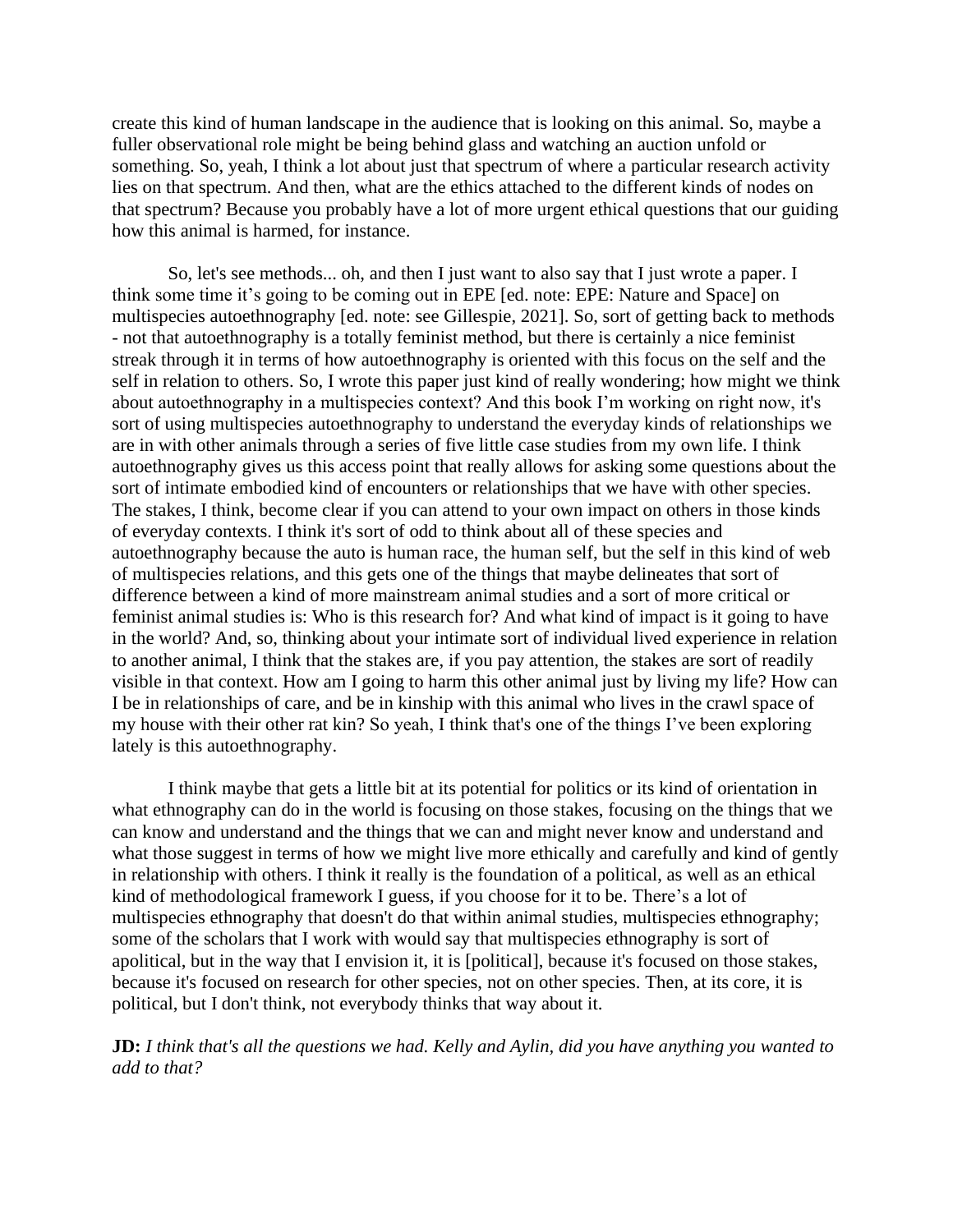create this kind of human landscape in the audience that is looking on this animal. So, maybe a fuller observational role might be being behind glass and watching an auction unfold or something. So, yeah, I think a lot about just that spectrum of where a particular research activity lies on that spectrum. And then, what are the ethics attached to the different kinds of nodes on that spectrum? Because you probably have a lot of more urgent ethical questions that our guiding how this animal is harmed, for instance.

So, let's see methods... oh, and then I just want to also say that I just wrote a paper. I think some time it's going to be coming out in EPE [ed. note: EPE: Nature and Space] on multispecies autoethnography [ed. note: see Gillespie, 2021]. So, sort of getting back to methods - not that autoethnography is a totally feminist method, but there is certainly a nice feminist streak through it in terms of how autoethnography is oriented with this focus on the self and the self in relation to others. So, I wrote this paper just kind of really wondering; how might we think about autoethnography in a multispecies context? And this book I'm working on right now, it's sort of using multispecies autoethnography to understand the everyday kinds of relationships we are in with other animals through a series of five little case studies from my own life. I think autoethnography gives us this access point that really allows for asking some questions about the sort of intimate embodied kind of encounters or relationships that we have with other species. The stakes, I think, become clear if you can attend to your own impact on others in those kinds of everyday contexts. I think it's sort of odd to think about all of these species and autoethnography because the auto is human race, the human self, but the self in this kind of web of multispecies relations, and this gets one of the things that maybe delineates that sort of difference between a kind of more mainstream animal studies and a sort of more critical or feminist animal studies is: Who is this research for? And what kind of impact is it going to have in the world? And, so, thinking about your intimate sort of individual lived experience in relation to another animal, I think that the stakes are, if you pay attention, the stakes are sort of readily visible in that context. How am I going to harm this other animal just by living my life? How can I be in relationships of care, and be in kinship with this animal who lives in the crawl space of my house with their other rat kin? So yeah, I think that's one of the things I've been exploring lately is this autoethnography.

I think maybe that gets a little bit at its potential for politics or its kind of orientation in what ethnography can do in the world is focusing on those stakes, focusing on the things that we can know and understand and the things that we can and might never know and understand and what those suggest in terms of how we might live more ethically and carefully and kind of gently in relationship with others. I think it really is the foundation of a political, as well as an ethical kind of methodological framework I guess, if you choose for it to be. There's a lot of multispecies ethnography that doesn't do that within animal studies, multispecies ethnography; some of the scholars that I work with would say that multispecies ethnography is sort of apolitical, but in the way that I envision it, it is [political], because it's focused on those stakes, because it's focused on research for other species, not on other species. Then, at its core, it is political, but I don't think, not everybody thinks that way about it.

**JD:** *I think that's all the questions we had. Kelly and Aylin, did you have anything you wanted to add to that?*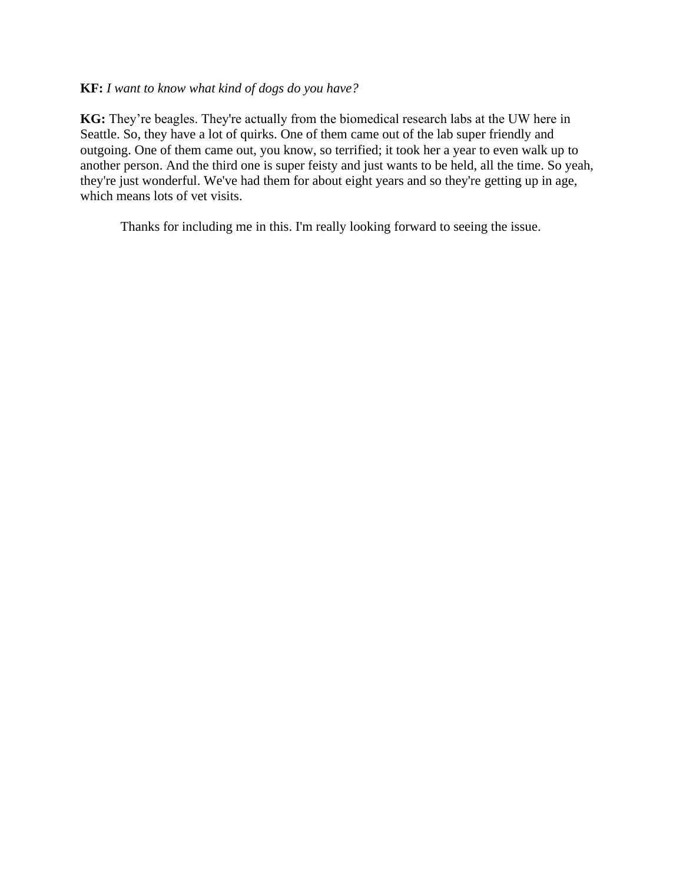**KF:** *I want to know what kind of dogs do you have?*

**KG:** They’re beagles. They're actually from the biomedical research labs at the UW here in Seattle. So, they have a lot of quirks. One of them came out of the lab super friendly and outgoing. One of them came out, you know, so terrified; it took her a year to even walk up to another person. And the third one is super feisty and just wants to be held, all the time. So yeah, they're just wonderful. We've had them for about eight years and so they're getting up in age, which means lots of vet visits.

Thanks for including me in this. I'm really looking forward to seeing the issue.